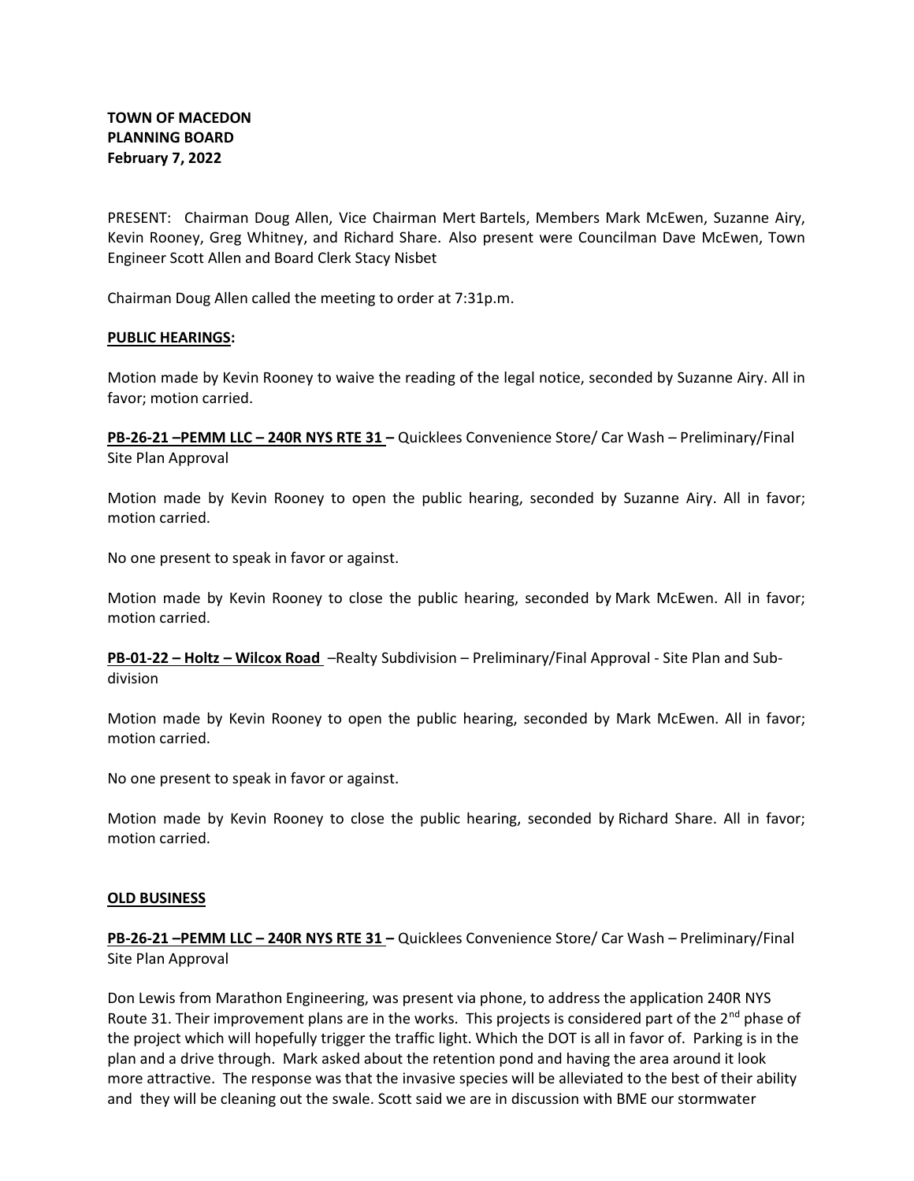**TOWN OF MACEDON**
**PLANNING BOARD**
**February 7, 2022**

PRESENT: Chairman Doug Allen, Vice Chairman Mert Bartels, Members Mark McEwen, Suzanne Airy, Kevin Rooney, Greg Whitney, and Richard Share. Also present were Councilman Dave McEwen, Town Engineer Scott Allen and Board Clerk Stacy Nisbet

Chairman Doug Allen called the meeting to order at 7:31p.m.

**PUBLIC HEARINGS:**

Motion made by Kevin Rooney to waive the reading of the legal notice, seconded by Suzanne Airy. All in favor; motion carried.

**PB-26-21 –PEMM LLC – 240R NYS RTE 31 –** Quicklees Convenience Store/ Car Wash – Preliminary/Final Site Plan Approval

Motion made by Kevin Rooney to open the public hearing, seconded by Suzanne Airy. All in favor; motion carried.

No one present to speak in favor or against.

Motion made by Kevin Rooney to close the public hearing, seconded by Mark McEwen. All in favor; motion carried.

**PB-01-22 – Holtz – Wilcox Road** –Realty Subdivision – Preliminary/Final Approval - Site Plan and Sub-division

Motion made by Kevin Rooney to open the public hearing, seconded by Mark McEwen. All in favor; motion carried.

No one present to speak in favor or against.

Motion made by Kevin Rooney to close the public hearing, seconded by Richard Share. All in favor; motion carried.

**OLD BUSINESS**

**PB-26-21 –PEMM LLC – 240R NYS RTE 31 –** Quicklees Convenience Store/ Car Wash – Preliminary/Final Site Plan Approval

Don Lewis from Marathon Engineering, was present via phone, to address the application 240R NYS Route 31. Their improvement plans are in the works. This projects is considered part of the 2nd phase of the project which will hopefully trigger the traffic light. Which the DOT is all in favor of. Parking is in the plan and a drive through. Mark asked about the retention pond and having the area around it look more attractive. The response was that the invasive species will be alleviated to the best of their ability and they will be cleaning out the swale. Scott said we are in discussion with BME our stormwater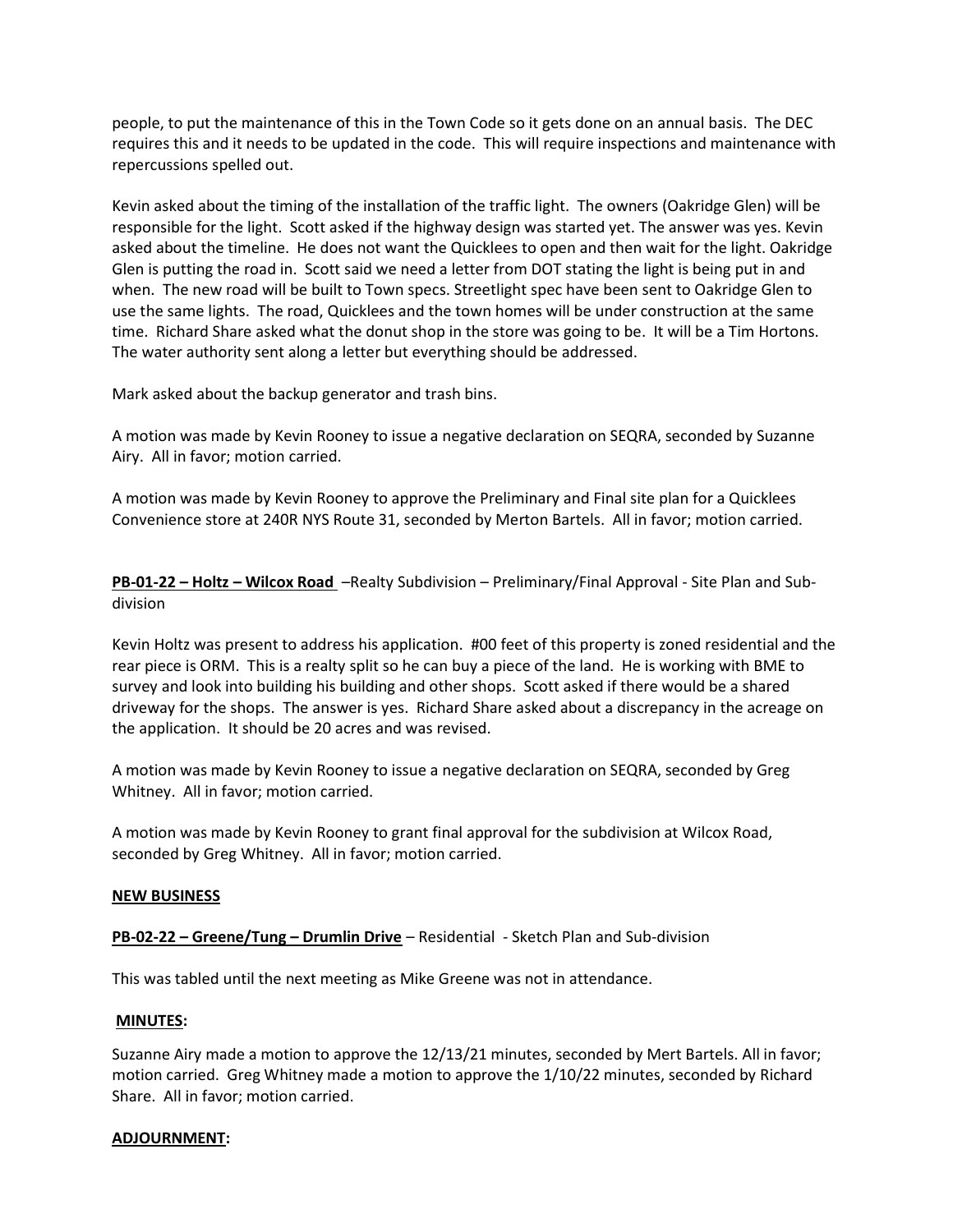people, to put the maintenance of this in the Town Code so it gets done on an annual basis. The DEC requires this and it needs to be updated in the code. This will require inspections and maintenance with repercussions spelled out.

Kevin asked about the timing of the installation of the traffic light. The owners (Oakridge Glen) will be responsible for the light. Scott asked if the highway design was started yet. The answer was yes. Kevin asked about the timeline. He does not want the Quicklees to open and then wait for the light. Oakridge Glen is putting the road in. Scott said we need a letter from DOT stating the light is being put in and when. The new road will be built to Town specs. Streetlight spec have been sent to Oakridge Glen to use the same lights. The road, Quicklees and the town homes will be under construction at the same time. Richard Share asked what the donut shop in the store was going to be. It will be a Tim Hortons. The water authority sent along a letter but everything should be addressed.

Mark asked about the backup generator and trash bins.

A motion was made by Kevin Rooney to issue a negative declaration on SEQRA, seconded by Suzanne Airy. All in favor; motion carried.

A motion was made by Kevin Rooney to approve the Preliminary and Final site plan for a Quicklees Convenience store at 240R NYS Route 31, seconded by Merton Bartels. All in favor; motion carried.

**PB-01-22 – Holtz – Wilcox Road** –Realty Subdivision – Preliminary/Final Approval - Site Plan and Sub-division

Kevin Holtz was present to address his application. #00 feet of this property is zoned residential and the rear piece is ORM. This is a realty split so he can buy a piece of the land. He is working with BME to survey and look into building his building and other shops. Scott asked if there would be a shared driveway for the shops. The answer is yes. Richard Share asked about a discrepancy in the acreage on the application. It should be 20 acres and was revised.

A motion was made by Kevin Rooney to issue a negative declaration on SEQRA, seconded by Greg Whitney. All in favor; motion carried.

A motion was made by Kevin Rooney to grant final approval for the subdivision at Wilcox Road, seconded by Greg Whitney. All in favor; motion carried.

**NEW BUSINESS**

**PB-02-22 – Greene/Tung – Drumlin Drive** – Residential - Sketch Plan and Sub-division

This was tabled until the next meeting as Mike Greene was not in attendance.

**MINUTES:**

Suzanne Airy made a motion to approve the 12/13/21 minutes, seconded by Mert Bartels. All in favor; motion carried. Greg Whitney made a motion to approve the 1/10/22 minutes, seconded by Richard Share. All in favor; motion carried.

**ADJOURNMENT:**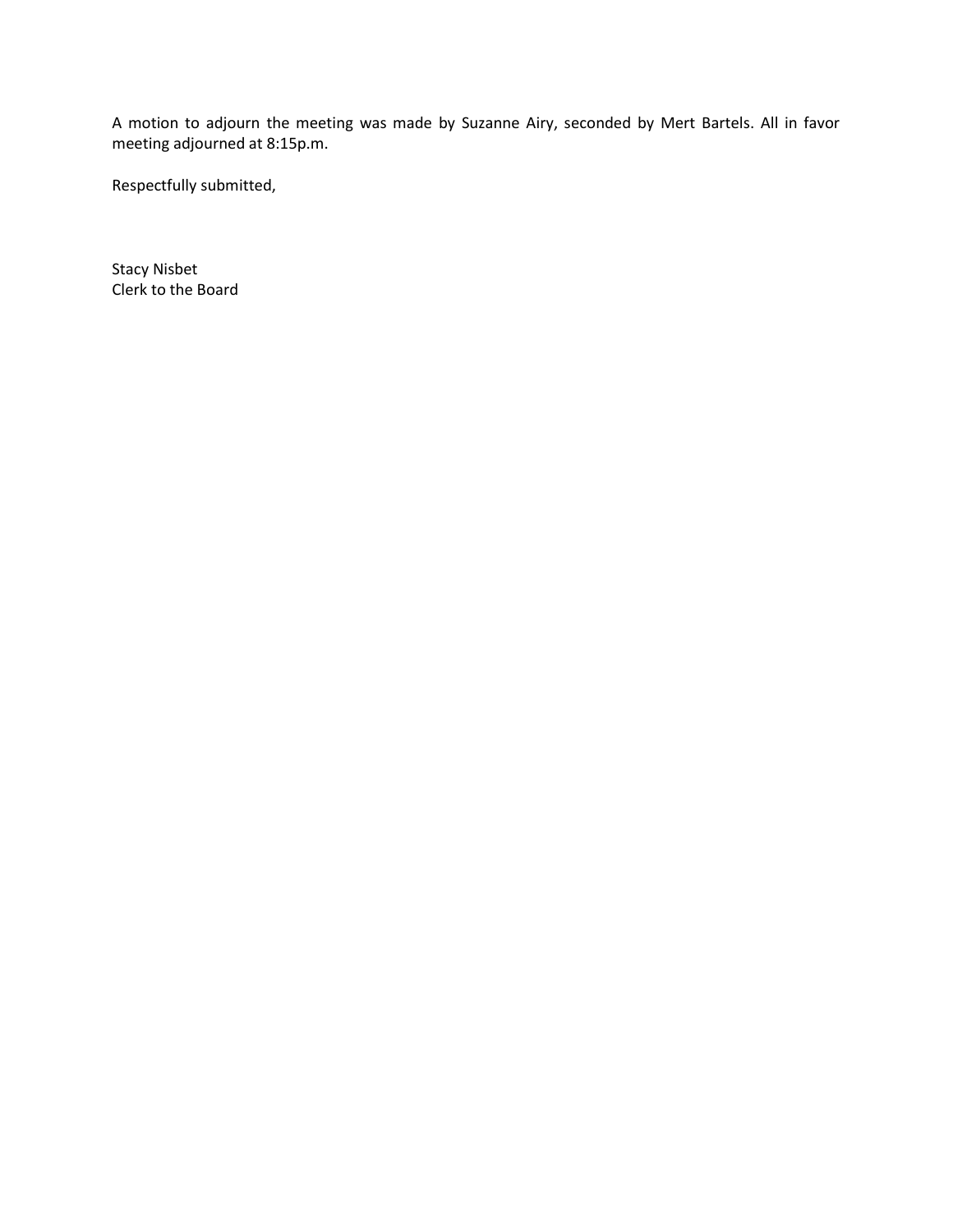A motion to adjourn the meeting was made by Suzanne Airy, seconded by Mert Bartels. All in favor meeting adjourned at 8:15p.m.

Respectfully submitted,

Stacy Nisbet
Clerk to the Board